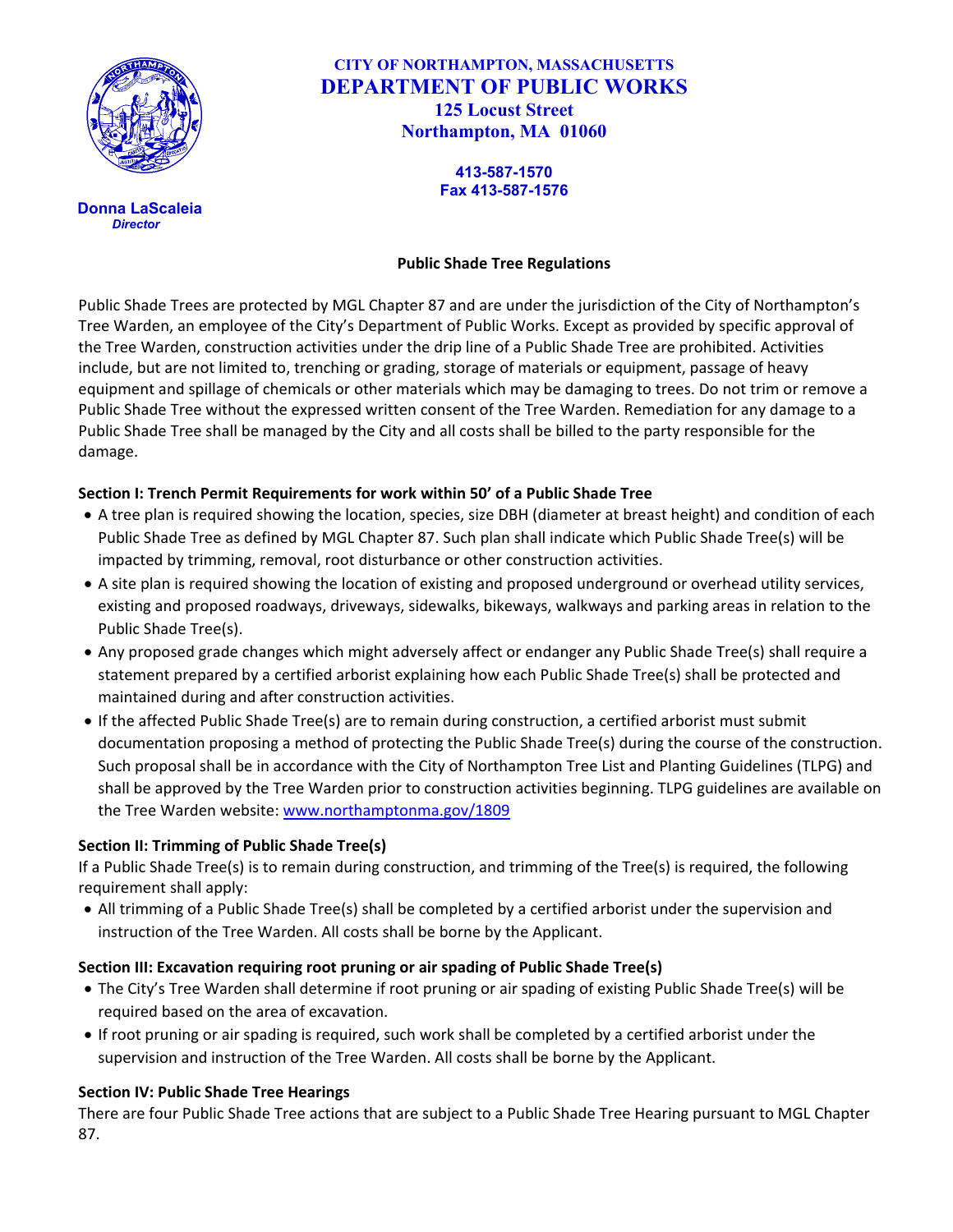**CITY OF NORTHAMPTON, MASSACHUSETTS**

# DEPARTMENT OF PUBLIC WORKS

**125 Locust Street**
**Northampton, MA 01060**

**413-587-1570**
**Fax 413-587-1576**

**Donna LaScaleia**
***Director***

## Public Shade Tree Regulations

Public Shade Trees are protected by MGL Chapter 87 and are under the jurisdiction of the City of Northampton's Tree Warden, an employee of the City's Department of Public Works. Except as provided by specific approval of the Tree Warden, construction activities under the drip line of a Public Shade Tree are prohibited. Activities include, but are not limited to, trenching or grading, storage of materials or equipment, passage of heavy equipment and spillage of chemicals or other materials which may be damaging to trees. Do not trim or remove a Public Shade Tree without the expressed written consent of the Tree Warden. Remediation for any damage to a Public Shade Tree shall be managed by the City and all costs shall be billed to the party responsible for the damage.

### Section I: Trench Permit Requirements for work within 50' of a Public Shade Tree

- A tree plan is required showing the location, species, size DBH (diameter at breast height) and condition of each Public Shade Tree as defined by MGL Chapter 87. Such plan shall indicate which Public Shade Tree(s) will be impacted by trimming, removal, root disturbance or other construction activities.
- A site plan is required showing the location of existing and proposed underground or overhead utility services, existing and proposed roadways, driveways, sidewalks, bikeways, walkways and parking areas in relation to the Public Shade Tree(s).
- Any proposed grade changes which might adversely affect or endanger any Public Shade Tree(s) shall require a statement prepared by a certified arborist explaining how each Public Shade Tree(s) shall be protected and maintained during and after construction activities.
- If the affected Public Shade Tree(s) are to remain during construction, a certified arborist must submit documentation proposing a method of protecting the Public Shade Tree(s) during the course of the construction. Such proposal shall be in accordance with the City of Northampton Tree List and Planting Guidelines (TLPG) and shall be approved by the Tree Warden prior to construction activities beginning. TLPG guidelines are available on the Tree Warden website: [www.northamptonma.gov/1809](www.northamptonma.gov/1809)

### Section II: Trimming of Public Shade Tree(s)

If a Public Shade Tree(s) is to remain during construction, and trimming of the Tree(s) is required, the following requirement shall apply:

- All trimming of a Public Shade Tree(s) shall be completed by a certified arborist under the supervision and instruction of the Tree Warden. All costs shall be borne by the Applicant.

### Section III: Excavation requiring root pruning or air spading of Public Shade Tree(s)

- The City's Tree Warden shall determine if root pruning or air spading of existing Public Shade Tree(s) will be required based on the area of excavation.
- If root pruning or air spading is required, such work shall be completed by a certified arborist under the supervision and instruction of the Tree Warden. All costs shall be borne by the Applicant.

### Section IV: Public Shade Tree Hearings

There are four Public Shade Tree actions that are subject to a Public Shade Tree Hearing pursuant to MGL Chapter 87.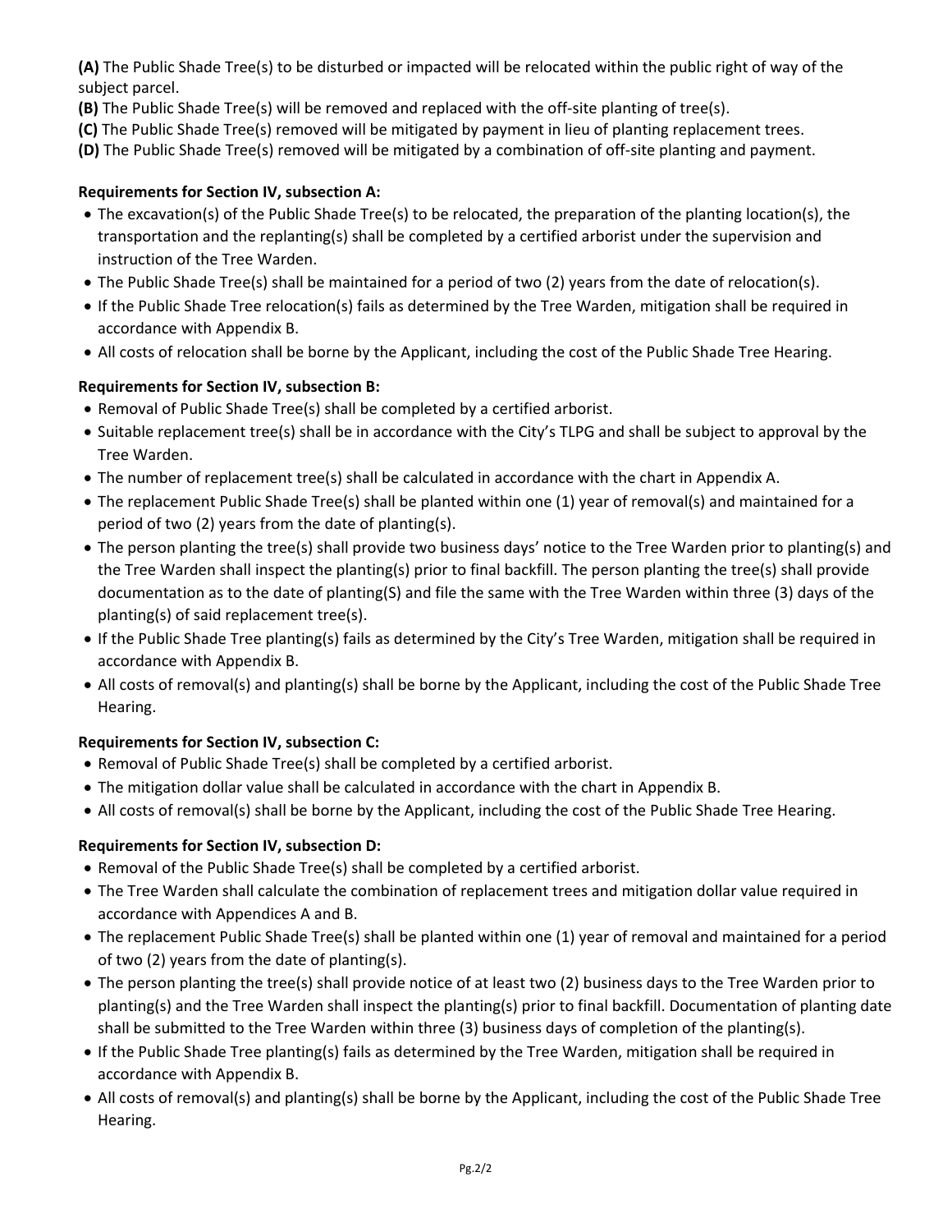**(A)** The Public Shade Tree(s) to be disturbed or impacted will be relocated within the public right of way of the subject parcel.

**(B)** The Public Shade Tree(s) will be removed and replaced with the off-site planting of tree(s).

**(C)** The Public Shade Tree(s) removed will be mitigated by payment in lieu of planting replacement trees.

**(D)** The Public Shade Tree(s) removed will be mitigated by a combination of off-site planting and payment.

**Requirements for Section IV, subsection A:**

- The excavation(s) of the Public Shade Tree(s) to be relocated, the preparation of the planting location(s), the transportation and the replanting(s) shall be completed by a certified arborist under the supervision and instruction of the Tree Warden.
- The Public Shade Tree(s) shall be maintained for a period of two (2) years from the date of relocation(s).
- If the Public Shade Tree relocation(s) fails as determined by the Tree Warden, mitigation shall be required in accordance with Appendix B.
- All costs of relocation shall be borne by the Applicant, including the cost of the Public Shade Tree Hearing.

**Requirements for Section IV, subsection B:**

- Removal of Public Shade Tree(s) shall be completed by a certified arborist.
- Suitable replacement tree(s) shall be in accordance with the City's TLPG and shall be subject to approval by the Tree Warden.
- The number of replacement tree(s) shall be calculated in accordance with the chart in Appendix A.
- The replacement Public Shade Tree(s) shall be planted within one (1) year of removal(s) and maintained for a period of two (2) years from the date of planting(s).
- The person planting the tree(s) shall provide two business days' notice to the Tree Warden prior to planting(s) and the Tree Warden shall inspect the planting(s) prior to final backfill. The person planting the tree(s) shall provide documentation as to the date of planting(S) and file the same with the Tree Warden within three (3) days of the planting(s) of said replacement tree(s).
- If the Public Shade Tree planting(s) fails as determined by the City's Tree Warden, mitigation shall be required in accordance with Appendix B.
- All costs of removal(s) and planting(s) shall be borne by the Applicant, including the cost of the Public Shade Tree Hearing.

**Requirements for Section IV, subsection C:**

- Removal of Public Shade Tree(s) shall be completed by a certified arborist.
- The mitigation dollar value shall be calculated in accordance with the chart in Appendix B.
- All costs of removal(s) shall be borne by the Applicant, including the cost of the Public Shade Tree Hearing.

**Requirements for Section IV, subsection D:**

- Removal of the Public Shade Tree(s) shall be completed by a certified arborist.
- The Tree Warden shall calculate the combination of replacement trees and mitigation dollar value required in accordance with Appendices A and B.
- The replacement Public Shade Tree(s) shall be planted within one (1) year of removal and maintained for a period of two (2) years from the date of planting(s).
- The person planting the tree(s) shall provide notice of at least two (2) business days to the Tree Warden prior to planting(s) and the Tree Warden shall inspect the planting(s) prior to final backfill. Documentation of planting date shall be submitted to the Tree Warden within three (3) business days of completion of the planting(s).
- If the Public Shade Tree planting(s) fails as determined by the Tree Warden, mitigation shall be required in accordance with Appendix B.
- All costs of removal(s) and planting(s) shall be borne by the Applicant, including the cost of the Public Shade Tree Hearing.